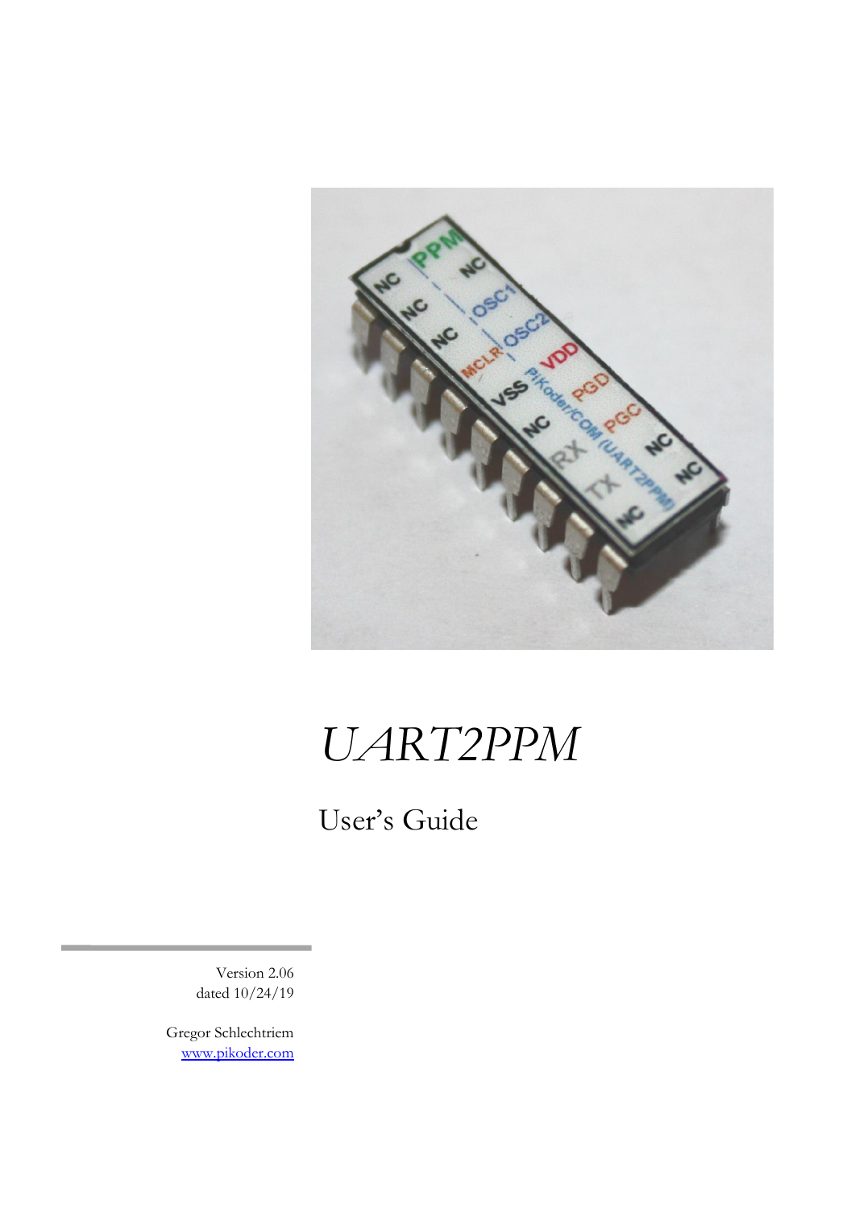# UART2PPM

## User's Guide

Version 2.06
dated 10/24/19

Gregor Schlechtriem
www.pikoder.com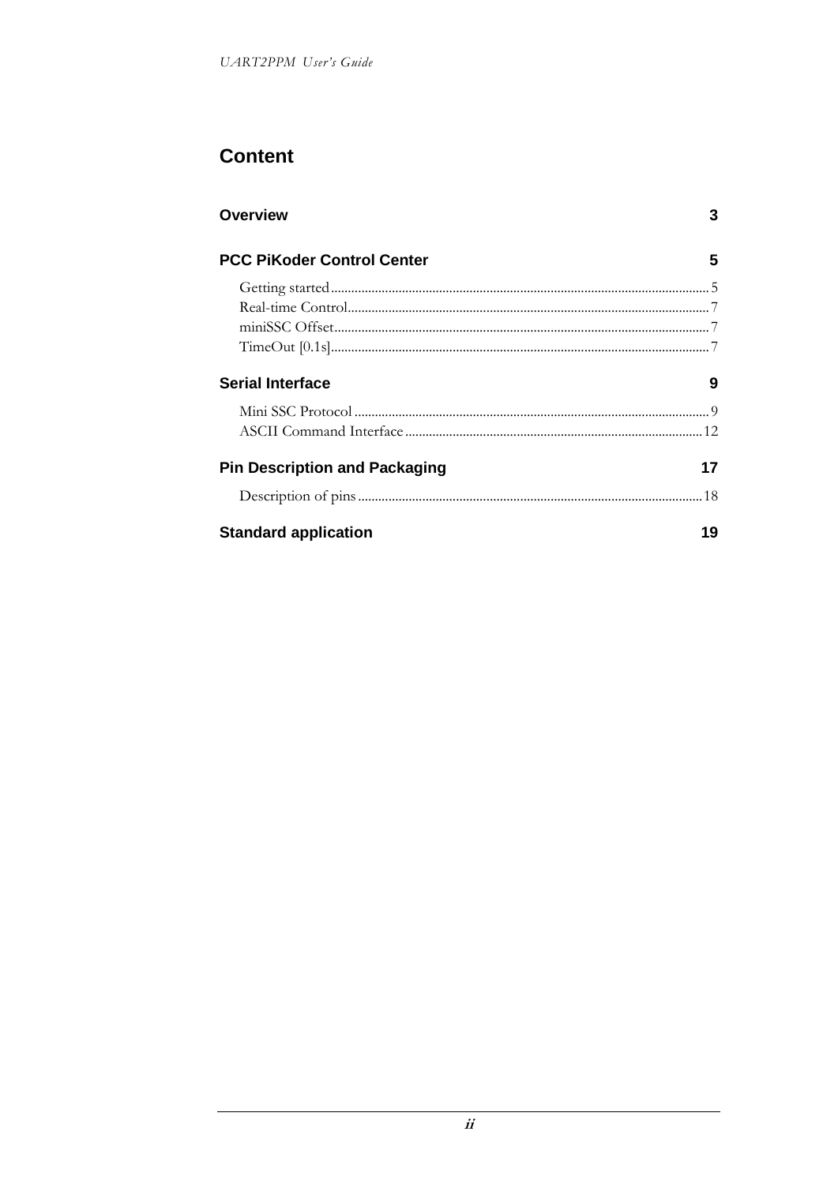# Content

**Overview** 3

**PCC PiKoder Control Center** 5

- Getting started 5
- Real-time Control 7
- miniSSC Offset 7
- TimeOut [0.1s] 7

**Serial Interface** 9

- Mini SSC Protocol 9
- ASCII Command Interface 12

**Pin Description and Packaging** 17

- Description of pins 18

**Standard application** 19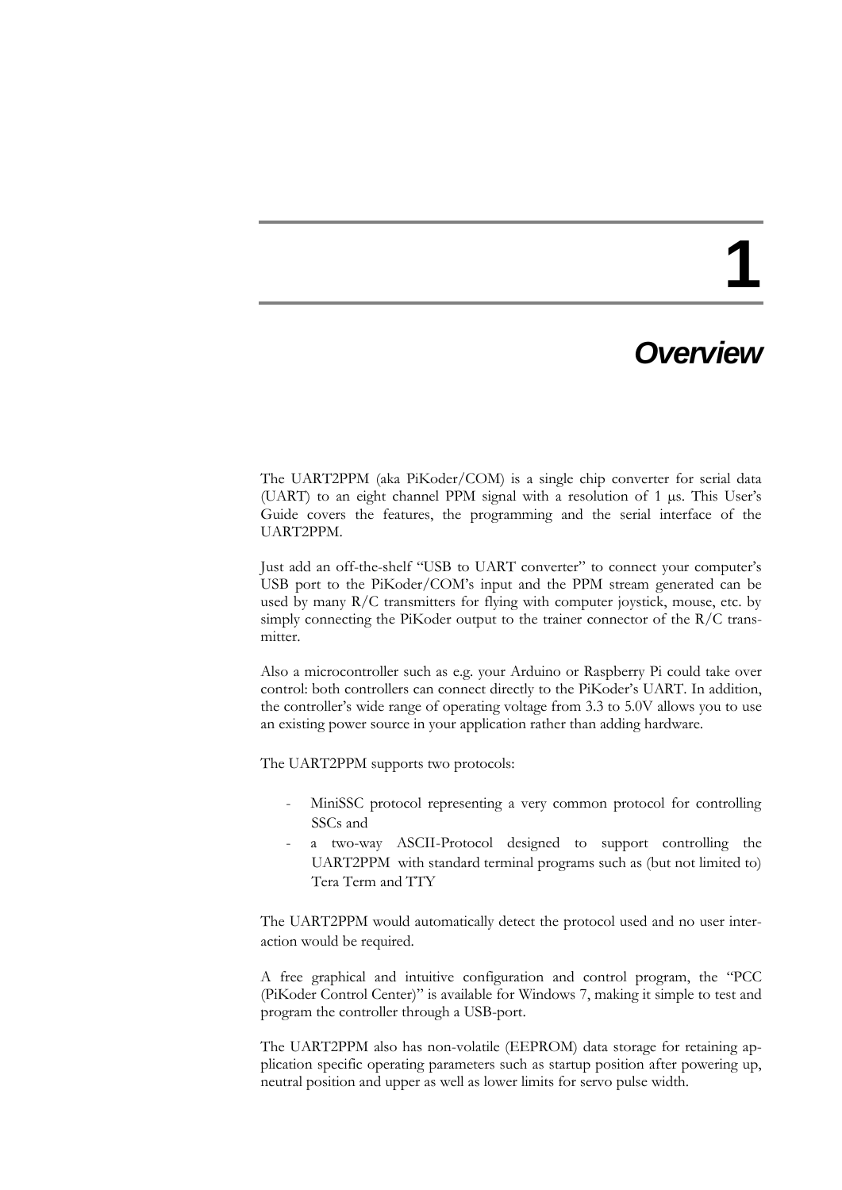# 1

# *Overview*

The UART2PPM (aka PiKoder/COM) is a single chip converter for serial data (UART) to an eight channel PPM signal with a resolution of 1 µs. This User's Guide covers the features, the programming and the serial interface of the UART2PPM.

Just add an off-the-shelf "USB to UART converter" to connect your computer's USB port to the PiKoder/COM's input and the PPM stream generated can be used by many R/C transmitters for flying with computer joystick, mouse, etc. by simply connecting the PiKoder output to the trainer connector of the R/C transmitter.

Also a microcontroller such as e.g. your Arduino or Raspberry Pi could take over control: both controllers can connect directly to the PiKoder's UART. In addition, the controller's wide range of operating voltage from 3.3 to 5.0V allows you to use an existing power source in your application rather than adding hardware.

The UART2PPM supports two protocols:

- MiniSSC protocol representing a very common protocol for controlling SSCs and
- a two-way ASCII-Protocol designed to support controlling the UART2PPM with standard terminal programs such as (but not limited to) Tera Term and TTY

The UART2PPM would automatically detect the protocol used and no user interaction would be required.

A free graphical and intuitive configuration and control program, the "PCC (PiKoder Control Center)" is available for Windows 7, making it simple to test and program the controller through a USB-port.

The UART2PPM also has non-volatile (EEPROM) data storage for retaining application specific operating parameters such as startup position after powering up, neutral position and upper as well as lower limits for servo pulse width.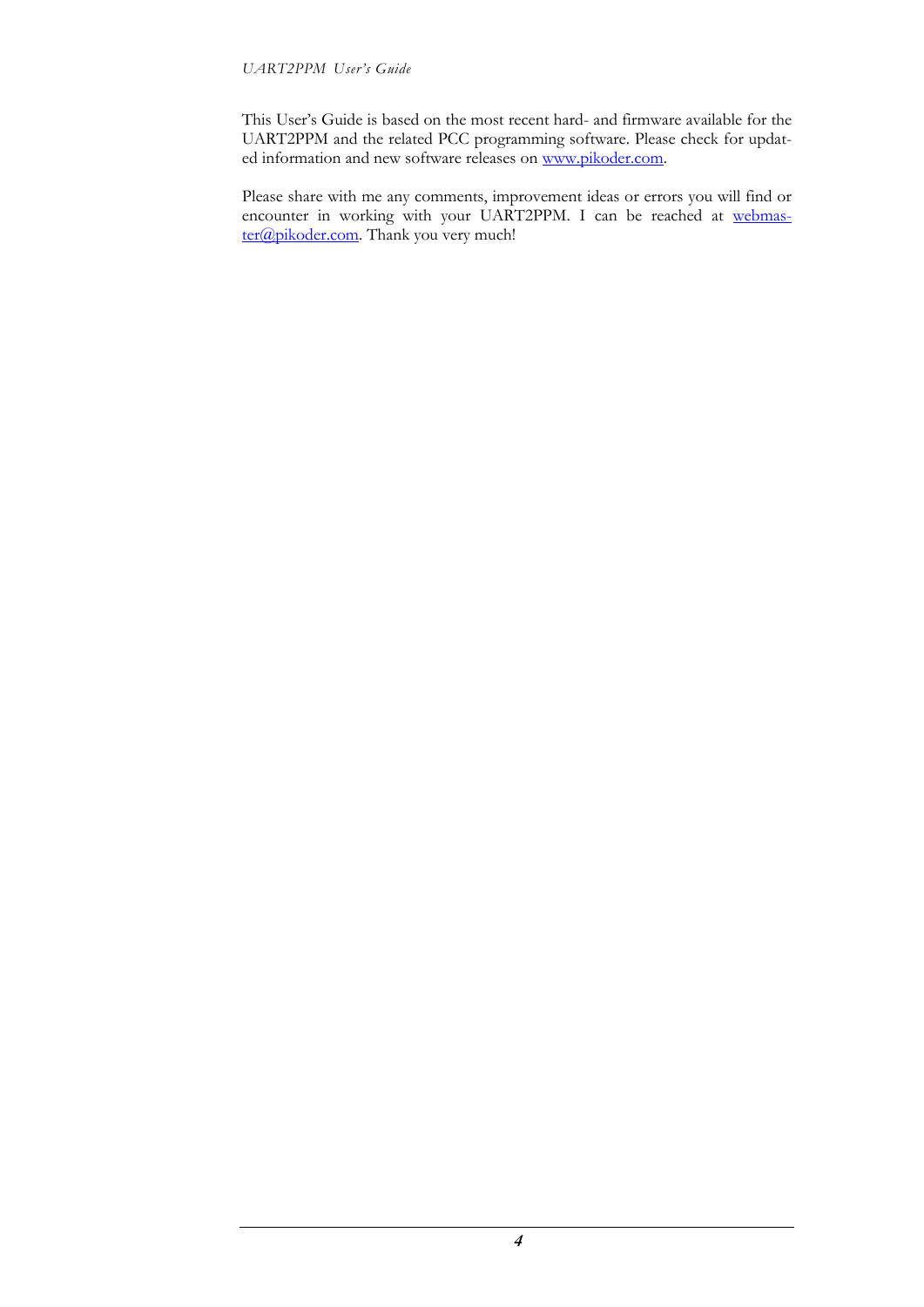This User's Guide is based on the most recent hard- and firmware available for the UART2PPM and the related PCC programming software. Please check for updated information and new software releases on www.pikoder.com.

Please share with me any comments, improvement ideas or errors you will find or encounter in working with your UART2PPM. I can be reached at webmaster@pikoder.com. Thank you very much!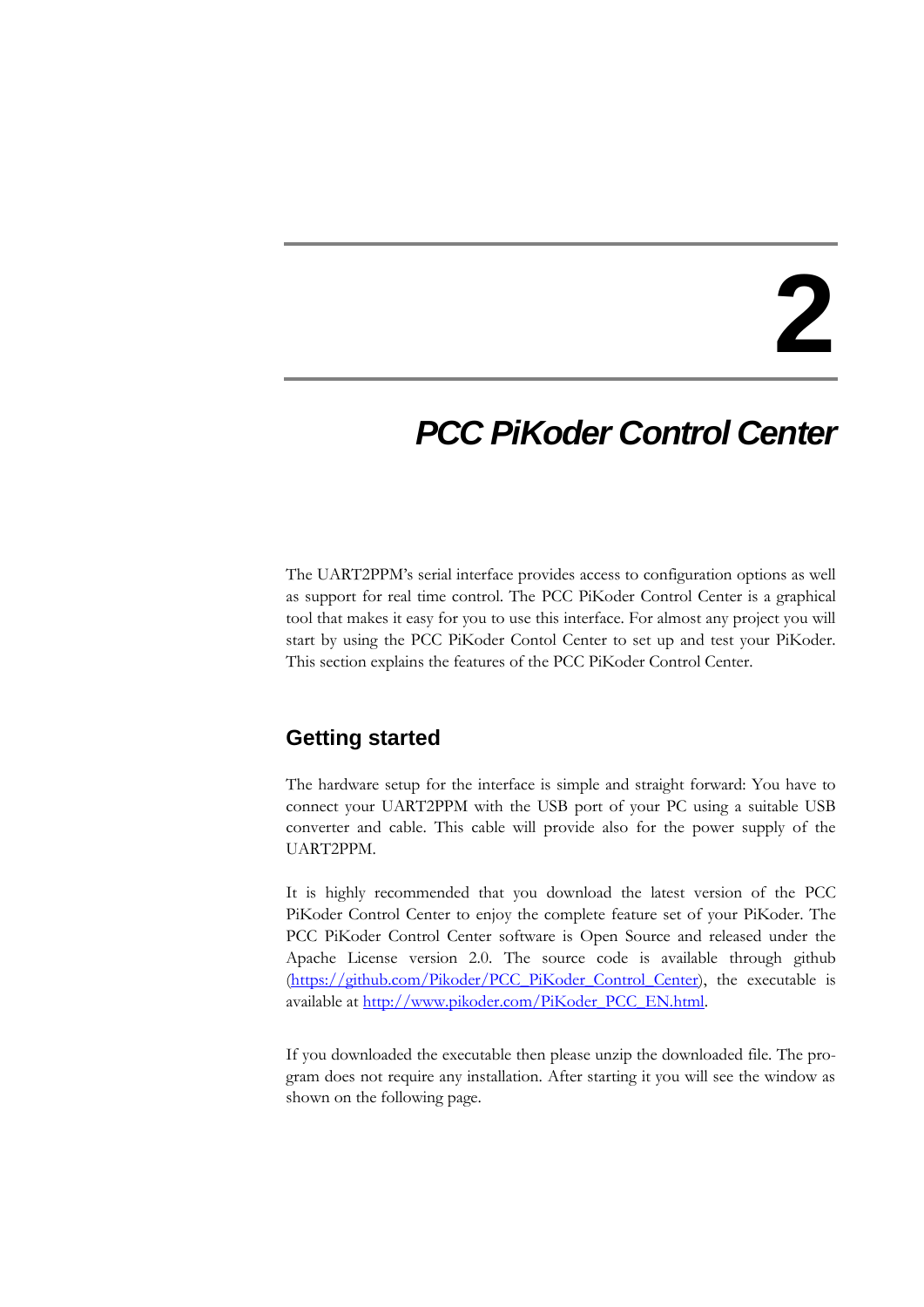# 2

# *PCC PiKoder Control Center*

The UART2PPM's serial interface provides access to configuration options as well as support for real time control. The PCC PiKoder Control Center is a graphical tool that makes it easy for you to use this interface. For almost any project you will start by using the PCC PiKoder Contol Center to set up and test your PiKoder. This section explains the features of the PCC PiKoder Control Center.

## Getting started

The hardware setup for the interface is simple and straight forward: You have to connect your UART2PPM with the USB port of your PC using a suitable USB converter and cable. This cable will provide also for the power supply of the UART2PPM.

It is highly recommended that you download the latest version of the PCC PiKoder Control Center to enjoy the complete feature set of your PiKoder. The PCC PiKoder Control Center software is Open Source and released under the Apache License version 2.0. The source code is available through github ([https://github.com/Pikoder/PCC_PiKoder_Control_Center](https://github.com/Pikoder/PCC_PiKoder_Control_Center)), the executable is available at [http://www.pikoder.com/PiKoder_PCC_EN.html](http://www.pikoder.com/PiKoder_PCC_EN.html).

If you downloaded the executable then please unzip the downloaded file. The program does not require any installation. After starting it you will see the window as shown on the following page.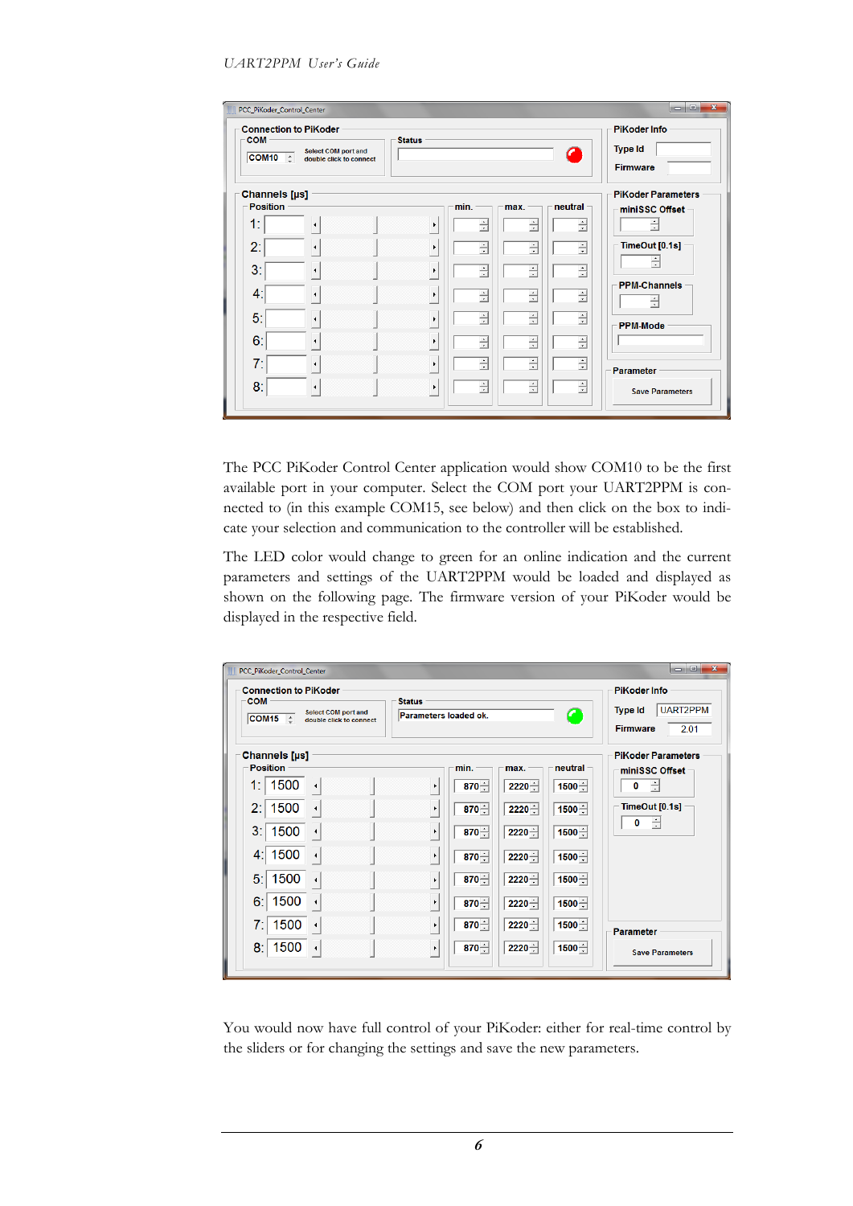The PCC PiKoder Control Center application would show COM10 to be the first available port in your computer. Select the COM port your UART2PPM is connected to (in this example COM15, see below) and then click on the box to indicate your selection and communication to the controller will be established.

The LED color would change to green for an online indication and the current parameters and settings of the UART2PPM would be loaded and displayed as shown on the following page. The firmware version of your PiKoder would be displayed in the respective field.

You would now have full control of your PiKoder: either for real-time control by the sliders or for changing the settings and save the new parameters.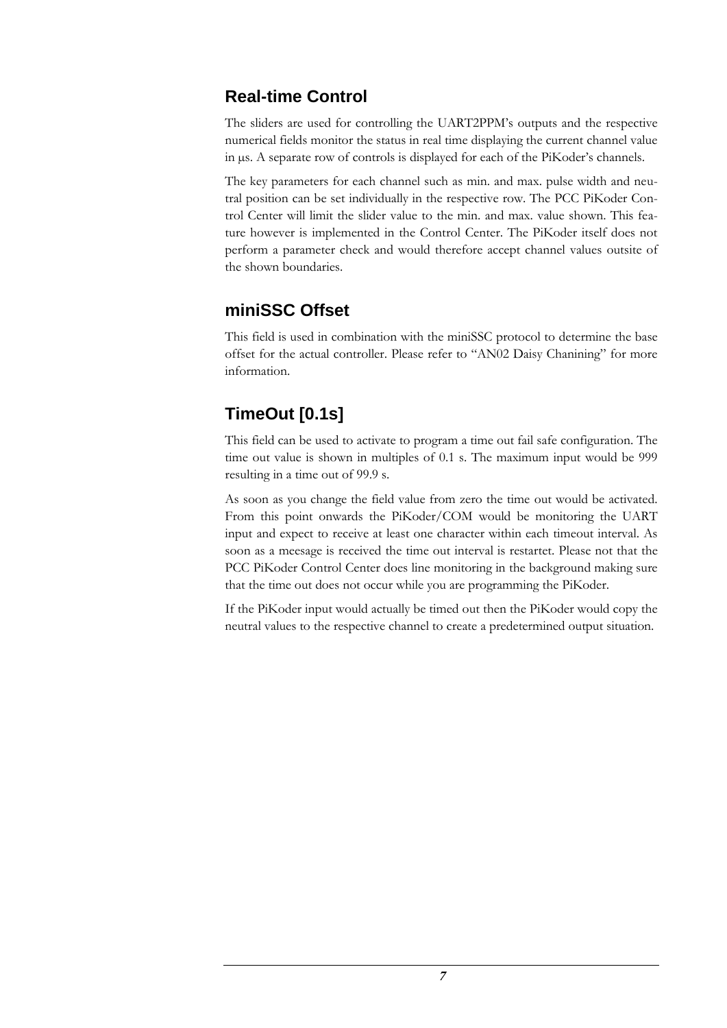## Real-time Control

The sliders are used for controlling the UART2PPM's outputs and the respective numerical fields monitor the status in real time displaying the current channel value in µs. A separate row of controls is displayed for each of the PiKoder's channels.

The key parameters for each channel such as min. and max. pulse width and neutral position can be set individually in the respective row. The PCC PiKoder Control Center will limit the slider value to the min. and max. value shown. This feature however is implemented in the Control Center. The PiKoder itself does not perform a parameter check and would therefore accept channel values outsite of the shown boundaries.

## miniSSC Offset

This field is used in combination with the miniSSC protocol to determine the base offset for the actual controller. Please refer to "AN02 Daisy Chanining" for more information.

## TimeOut [0.1s]

This field can be used to activate to program a time out fail safe configuration. The time out value is shown in multiples of 0.1 s. The maximum input would be 999 resulting in a time out of 99.9 s.

As soon as you change the field value from zero the time out would be activated. From this point onwards the PiKoder/COM would be monitoring the UART input and expect to receive at least one character within each timeout interval. As soon as a meesage is received the time out interval is restartet. Please not that the PCC PiKoder Control Center does line monitoring in the background making sure that the time out does not occur while you are programming the PiKoder.

If the PiKoder input would actually be timed out then the PiKoder would copy the neutral values to the respective channel to create a predetermined output situation.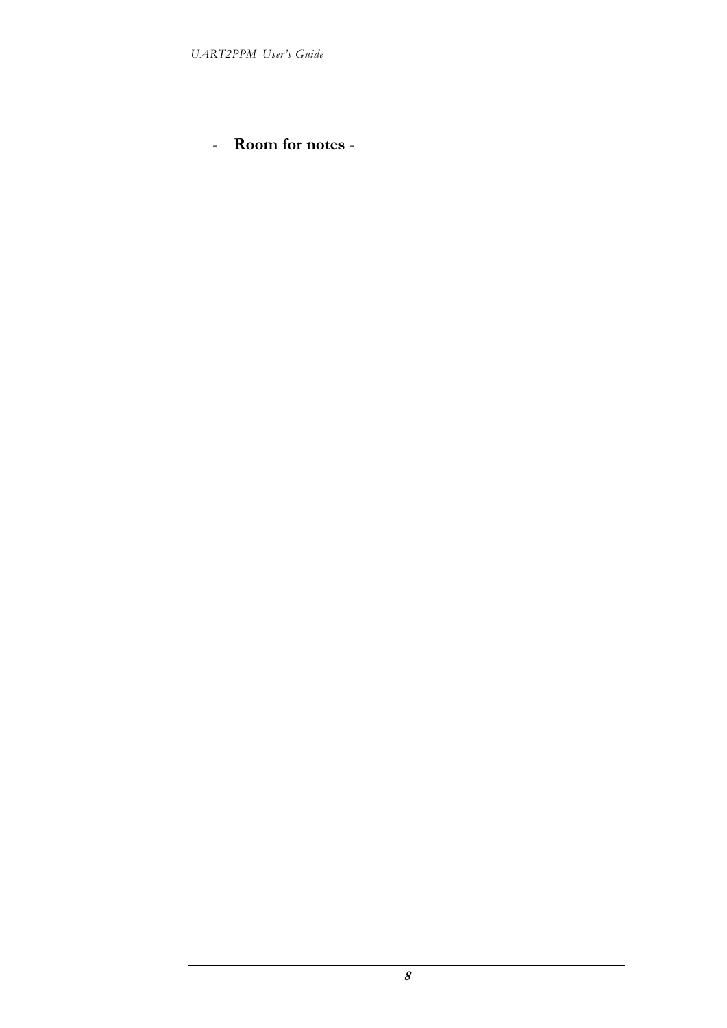- **Room for notes** -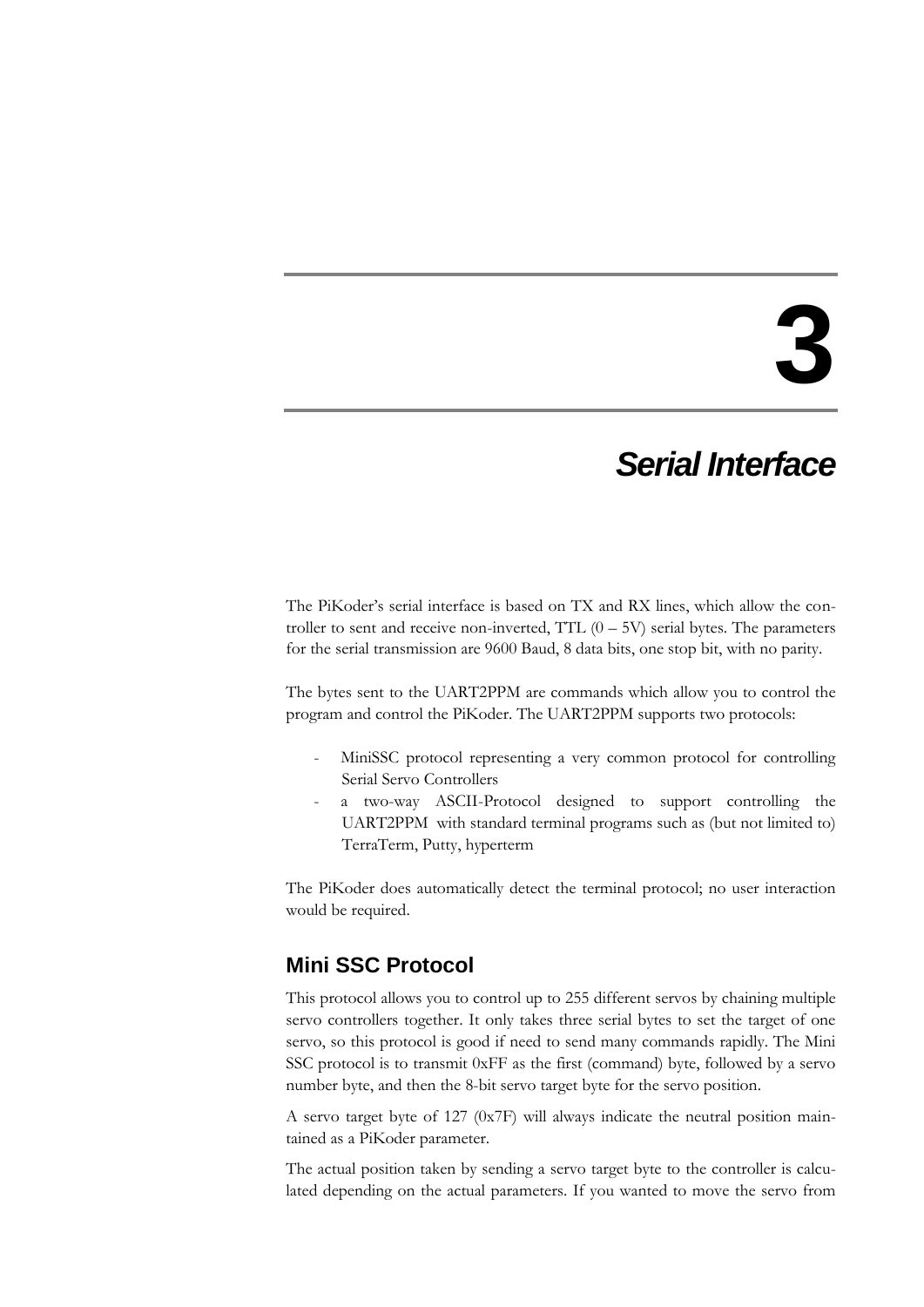# 3

# *Serial Interface*

The PiKoder's serial interface is based on TX and RX lines, which allow the controller to sent and receive non-inverted, TTL (0 – 5V) serial bytes. The parameters for the serial transmission are 9600 Baud, 8 data bits, one stop bit, with no parity.

The bytes sent to the UART2PPM are commands which allow you to control the program and control the PiKoder. The UART2PPM supports two protocols:

- MiniSSC protocol representing a very common protocol for controlling Serial Servo Controllers
- a two-way ASCII-Protocol designed to support controlling the UART2PPM with standard terminal programs such as (but not limited to) TerraTerm, Putty, hyperterm

The PiKoder does automatically detect the terminal protocol; no user interaction would be required.

## Mini SSC Protocol

This protocol allows you to control up to 255 different servos by chaining multiple servo controllers together. It only takes three serial bytes to set the target of one servo, so this protocol is good if need to send many commands rapidly. The Mini SSC protocol is to transmit 0xFF as the first (command) byte, followed by a servo number byte, and then the 8-bit servo target byte for the servo position.

A servo target byte of 127 (0x7F) will always indicate the neutral position maintained as a PiKoder parameter.

The actual position taken by sending a servo target byte to the controller is calculated depending on the actual parameters. If you wanted to move the servo from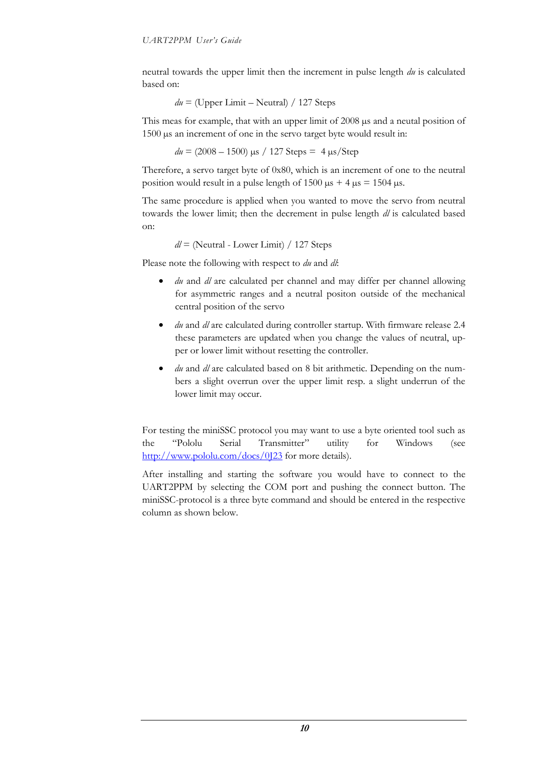neutral towards the upper limit then the increment in pulse length *du* is calculated based on:

$du$ = (Upper Limit – Neutral) / 127 Steps

This meas for example, that with an upper limit of 2008 µs and a neutal position of 1500 µs an increment of one in the servo target byte would result in:

$du$ = (2008 – 1500) µs / 127 Steps = 4 µs/Step

Therefore, a servo target byte of 0x80, which is an increment of one to the neutral position would result in a pulse length of 1500 µs + 4 µs = 1504 µs.

The same procedure is applied when you wanted to move the servo from neutral towards the lower limit; then the decrement in pulse length *dl* is calculated based on:

$dl$ = (Neutral - Lower Limit) / 127 Steps

Please note the following with respect to *du* and *dl*:

- *du* and *dl* are calculated per channel and may differ per channel allowing for asymmetric ranges and a neutral positon outside of the mechanical central position of the servo
- *du* and *dl* are calculated during controller startup. With firmware release 2.4 these parameters are updated when you change the values of neutral, upper or lower limit without resetting the controller.
- *du* and *dl* are calculated based on 8 bit arithmetic. Depending on the numbers a slight overrun over the upper limit resp. a slight underrun of the lower limit may occur.

For testing the miniSSC protocol you may want to use a byte oriented tool such as the "Pololu Serial Transmitter" utility for Windows (see [http://www.pololu.com/docs/0J23](http://www.pololu.com/docs/0J23) for more details).

After installing and starting the software you would have to connect to the UART2PPM by selecting the COM port and pushing the connect button. The miniSSC-protocol is a three byte command and should be entered in the respective column as shown below.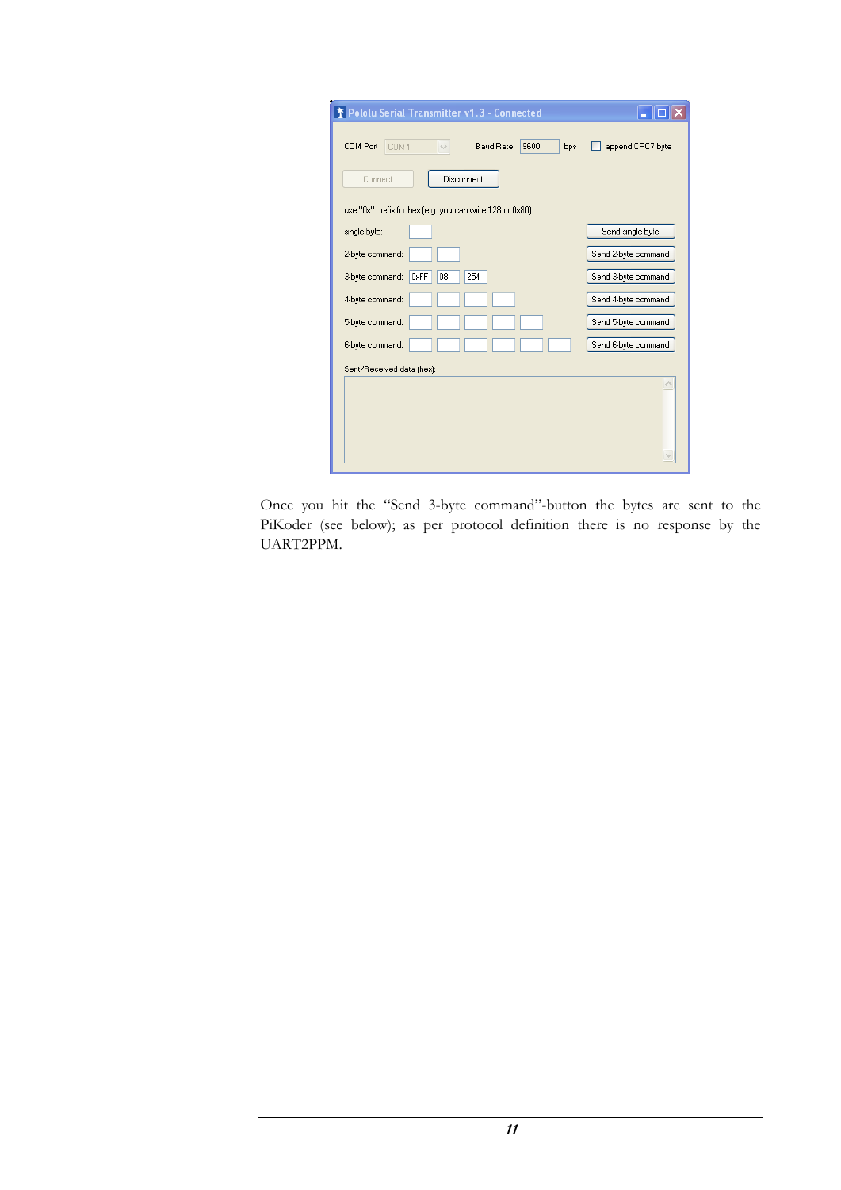Once you hit the "Send 3-byte command"-button the bytes are sent to the PiKoder (see below); as per protocol definition there is no response by the UART2PPM.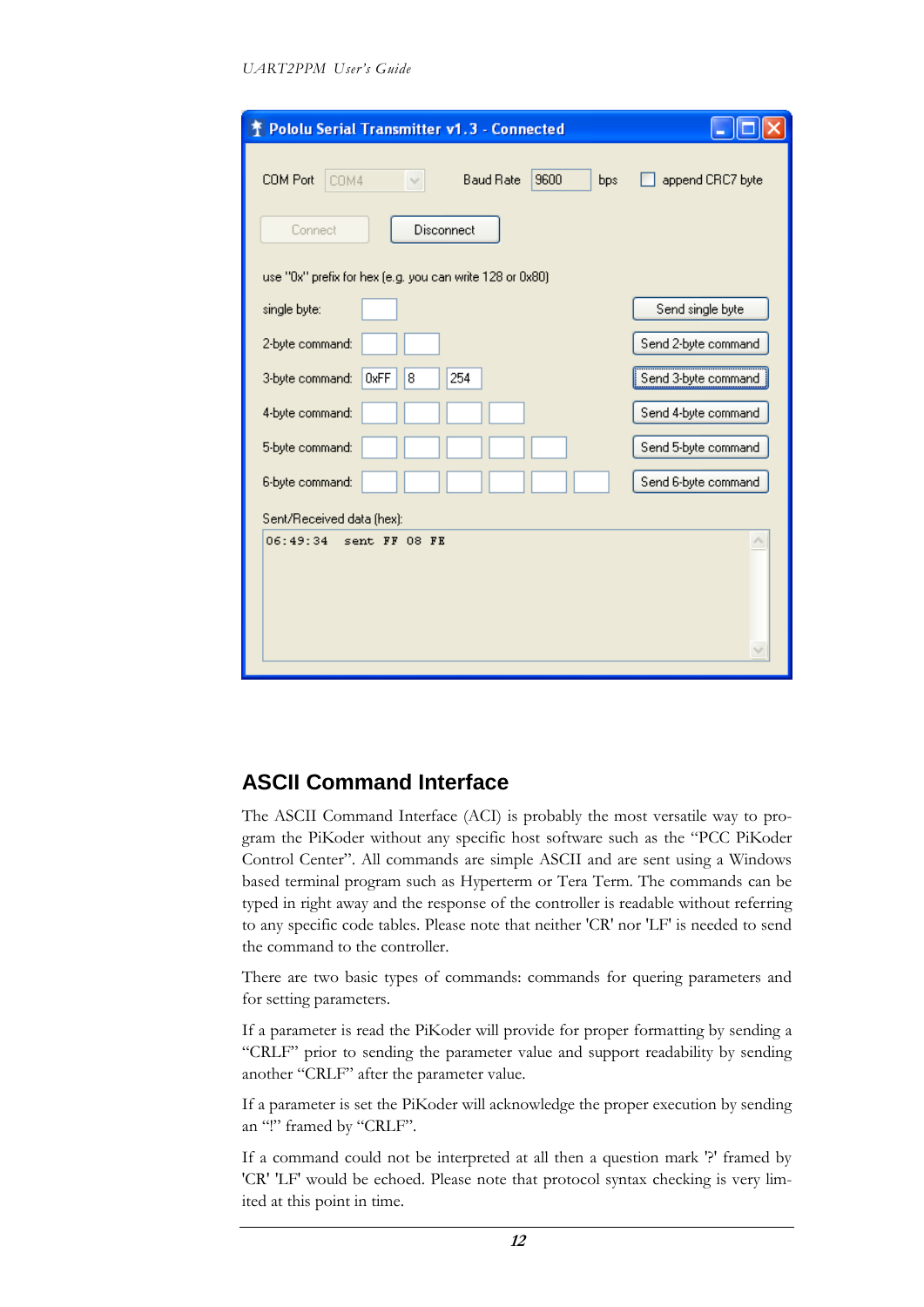## ASCII Command Interface

The ASCII Command Interface (ACI) is probably the most versatile way to program the PiKoder without any specific host software such as the “PCC PiKoder Control Center”. All commands are simple ASCII and are sent using a Windows based terminal program such as Hyperterm or Tera Term. The commands can be typed in right away and the response of the controller is readable without referring to any specific code tables. Please note that neither 'CR' nor 'LF' is needed to send the command to the controller.

There are two basic types of commands: commands for quering parameters and for setting parameters.

If a parameter is read the PiKoder will provide for proper formatting by sending a “CRLF” prior to sending the parameter value and support readability by sending another “CRLF” after the parameter value.

If a parameter is set the PiKoder will acknowledge the proper execution by sending an “!” framed by “CRLF”.

If a command could not be interpreted at all then a question mark '?' framed by 'CR' 'LF' would be echoed. Please note that protocol syntax checking is very limited at this point in time.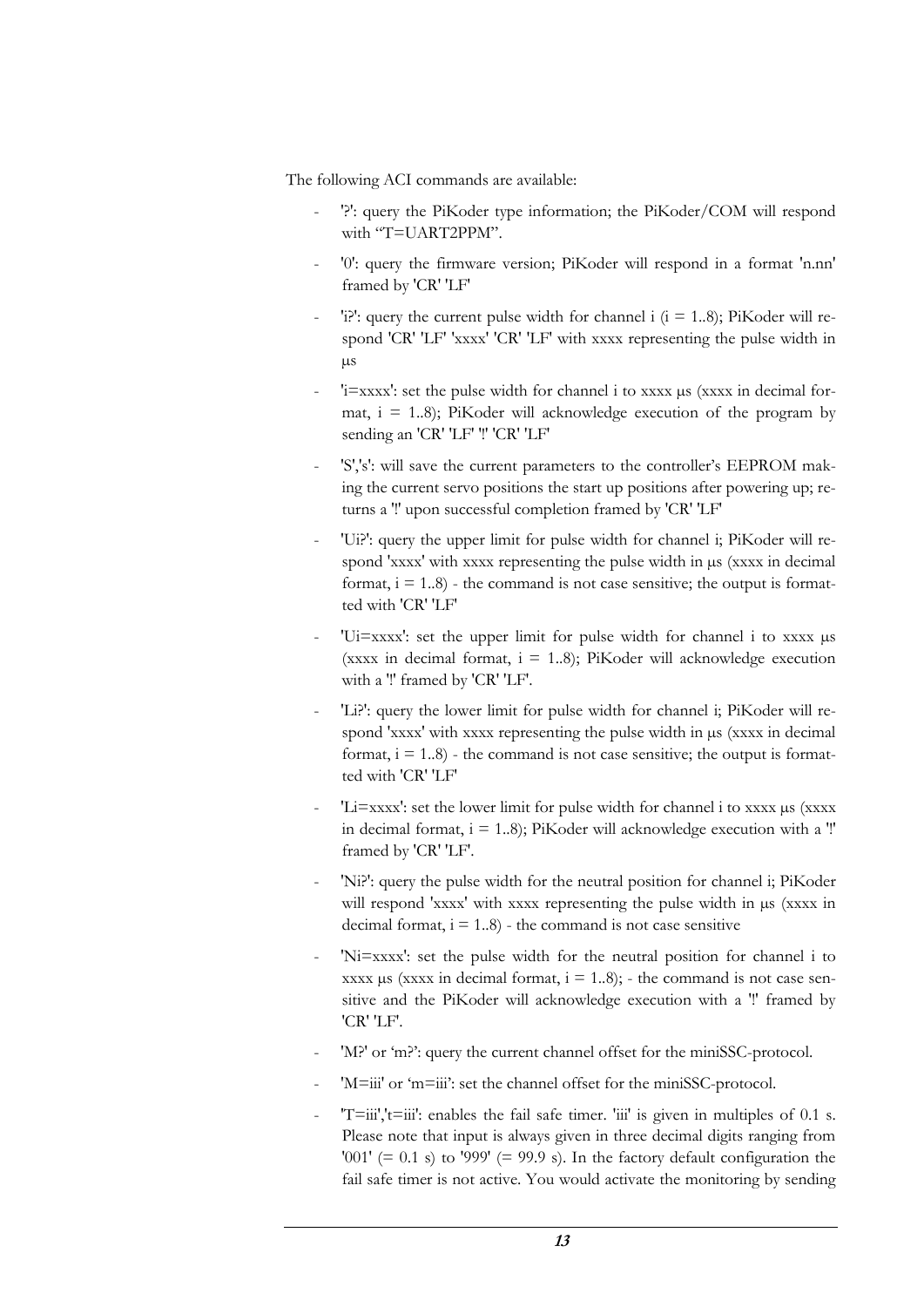The following ACI commands are available:

- '?': query the PiKoder type information; the PiKoder/COM will respond with "T=UART2PPM".
- '0': query the firmware version; PiKoder will respond in a format 'n.nn' framed by 'CR' 'LF'
- 'i?': query the current pulse width for channel i (i = 1..8); PiKoder will respond 'CR' 'LF' 'xxxx' 'CR' 'LF' with xxxx representing the pulse width in µs
- 'i=xxxx': set the pulse width for channel i to xxxx µs (xxxx in decimal format, i = 1..8); PiKoder will acknowledge execution of the program by sending an 'CR' 'LF' '!' 'CR' 'LF'
- 'S','s': will save the current parameters to the controller's EEPROM making the current servo positions the start up positions after powering up; returns a '!' upon successful completion framed by 'CR' 'LF'
- 'Ui?': query the upper limit for pulse width for channel i; PiKoder will respond 'xxxx' with xxxx representing the pulse width in µs (xxxx in decimal format, i = 1..8) - the command is not case sensitive; the output is formatted with 'CR' 'LF'
- 'Ui=xxxx': set the upper limit for pulse width for channel i to xxxx µs (xxxx in decimal format, i = 1..8); PiKoder will acknowledge execution with a '!' framed by 'CR' 'LF'.
- 'Li?': query the lower limit for pulse width for channel i; PiKoder will respond 'xxxx' with xxxx representing the pulse width in µs (xxxx in decimal format, i = 1..8) - the command is not case sensitive; the output is formatted with 'CR' 'LF'
- 'Li=xxxx': set the lower limit for pulse width for channel i to xxxx µs (xxxx in decimal format, i = 1..8); PiKoder will acknowledge execution with a '!' framed by 'CR' 'LF'.
- 'Ni?': query the pulse width for the neutral position for channel i; PiKoder will respond 'xxxx' with xxxx representing the pulse width in µs (xxxx in decimal format, i = 1..8) - the command is not case sensitive
- 'Ni=xxxx': set the pulse width for the neutral position for channel i to xxxx µs (xxxx in decimal format, i = 1..8); - the command is not case sensitive and the PiKoder will acknowledge execution with a '!' framed by 'CR' 'LF'.
- 'M?' or 'm?': query the current channel offset for the miniSSC-protocol.
- 'M=iii' or 'm=iii': set the channel offset for the miniSSC-protocol.
- 'T=iii','t=iii': enables the fail safe timer. 'iii' is given in multiples of 0.1 s. Please note that input is always given in three decimal digits ranging from '001' (= 0.1 s) to '999' (= 99.9 s). In the factory default configuration the fail safe timer is not active. You would activate the monitoring by sending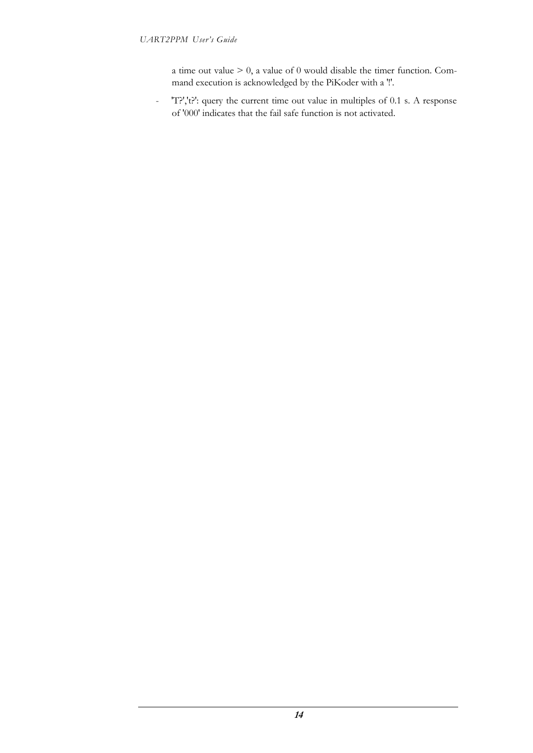a time out value > 0, a value of 0 would disable the timer function. Command execution is acknowledged by the PiKoder with a '!'.

- 'T?','t?': query the current time out value in multiples of 0.1 s. A response of '000' indicates that the fail safe function is not activated.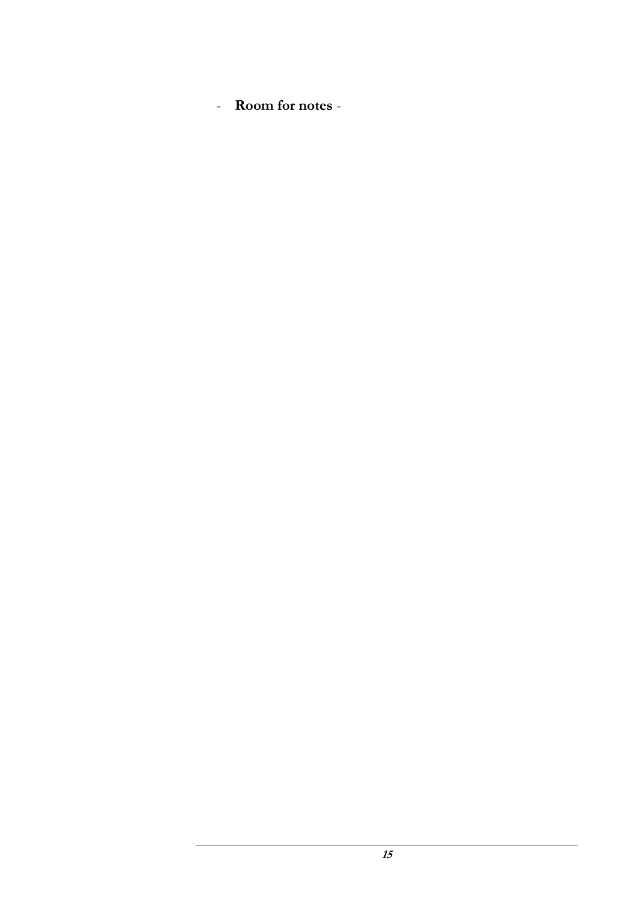- **Room for notes** -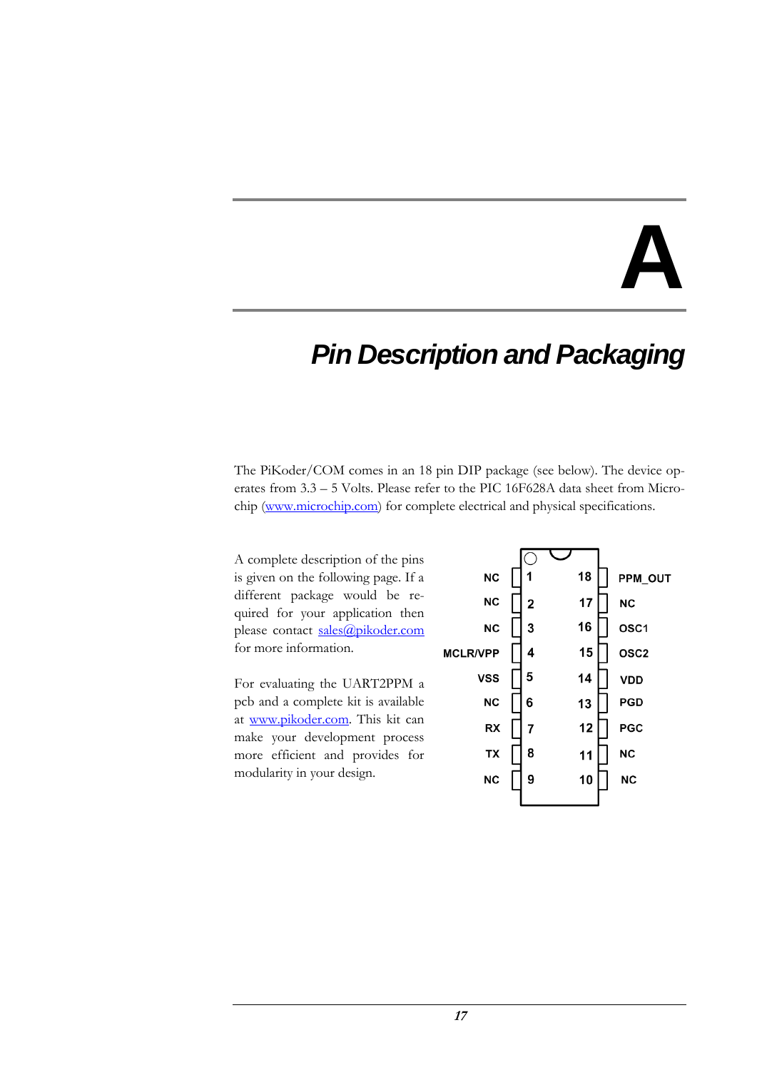# A

## *Pin Description and Packaging*

The PiKoder/COM comes in an 18 pin DIP package (see below). The device operates from 3.3 – 5 Volts. Please refer to the PIC 16F628A data sheet from Microchip (www.microchip.com) for complete electrical and physical specifications.

A complete description of the pins is given on the following page. If a different package would be required for your application then please contact sales@pikoder.com for more information.

For evaluating the UART2PPM a pcb and a complete kit is available at www.pikoder.com. This kit can make your development process more efficient and provides for modularity in your design.

| Signal | Pin | Pin | Signal |
|---|---|---|---|
| NC | 1 | 18 | PPM_OUT |
| NC | 2 | 17 | NC |
| NC | 3 | 16 | OSC1 |
| MCLR/VPP | 4 | 15 | OSC2 |
| VSS | 5 | 14 | VDD |
| NC | 6 | 13 | PGD |
| RX | 7 | 12 | PGC |
| TX | 8 | 11 | NC |
| NC | 9 | 10 | NC |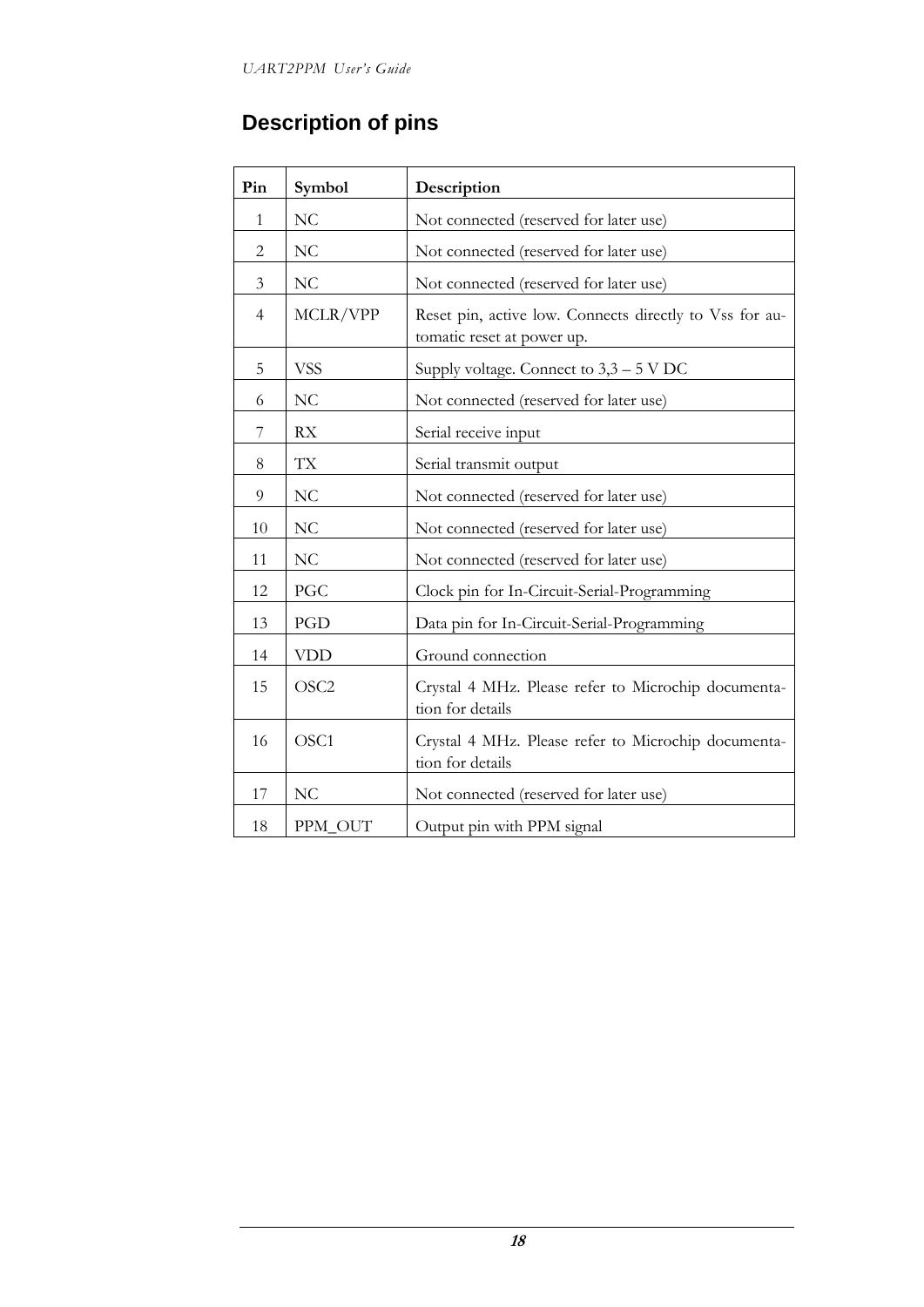## Description of pins

| Pin | Symbol | Description |
|---|---|---|
| 1 | NC | Not connected (reserved for later use) |
| 2 | NC | Not connected (reserved for later use) |
| 3 | NC | Not connected (reserved for later use) |
| 4 | MCLR/VPP | Reset pin, active low. Connects directly to Vss for automatic reset at power up. |
| 5 | VSS | Supply voltage. Connect to 3,3 – 5 V DC |
| 6 | NC | Not connected (reserved for later use) |
| 7 | RX | Serial receive input |
| 8 | TX | Serial transmit output |
| 9 | NC | Not connected (reserved for later use) |
| 10 | NC | Not connected (reserved for later use) |
| 11 | NC | Not connected (reserved for later use) |
| 12 | PGC | Clock pin for In-Circuit-Serial-Programming |
| 13 | PGD | Data pin for In-Circuit-Serial-Programming |
| 14 | VDD | Ground connection |
| 15 | OSC2 | Crystal 4 MHz. Please refer to Microchip documentation for details |
| 16 | OSC1 | Crystal 4 MHz. Please refer to Microchip documentation for details |
| 17 | NC | Not connected (reserved for later use) |
| 18 | PPM_OUT | Output pin with PPM signal |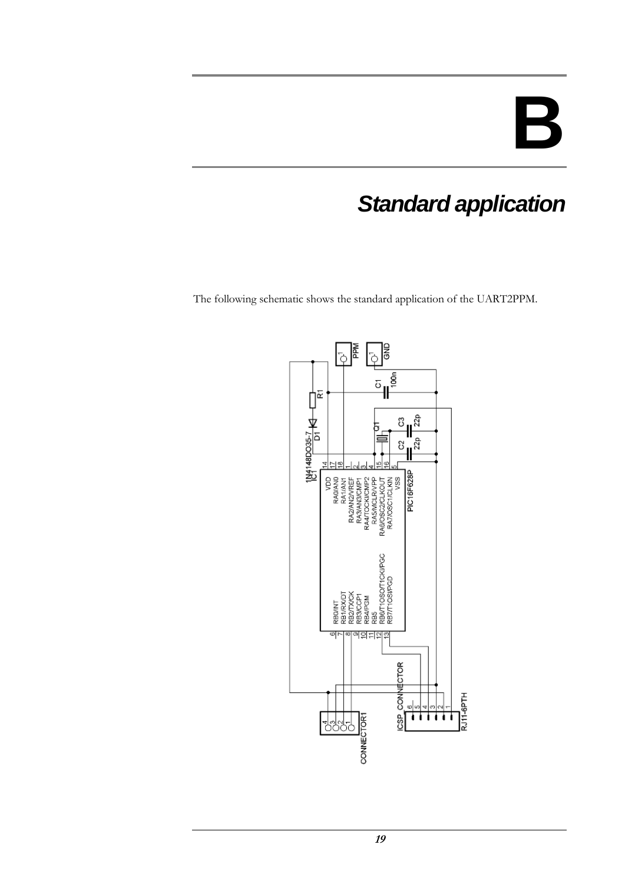# B

## *Standard application*

The following schematic shows the standard application of the UART2PPM.

PPM
GND
C1 100n
R1
D1 1N4148DO35-7
Q1
C3 22p
C2 22p
IC1
VDD
RA0/AN0
RA1/AN1
RA2/AN2/VREF
RA3/AN3/CMP1
RA4/TOCKI/CMP2
RA5/MCLR/VPP
RA6/OSC2/CLKOUT
RA7/OSC1/CLKIN
VSS
PIC16F628P
RB0/INT
RB1/RX/DT
RB2/TX/CK
RB3/CCP1
RB4/PGM
RB5
RB6/T1OSO/T1CKI/PGC
RB7/T1OSI/PGD
ICSP_CONNECTOR
RJ11-6PTH
CONNECTOR1